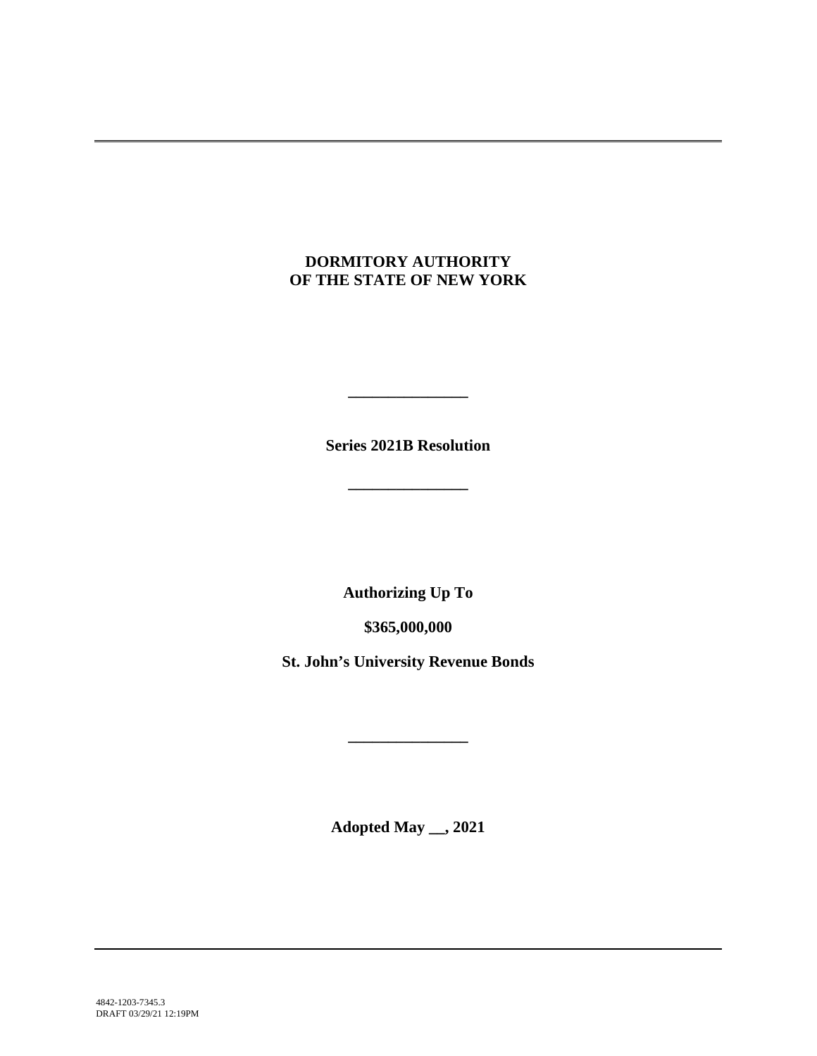**DORMITORY AUTHORITY
OF THE STATE OF NEW YORK**

---

**Series 2021B Resolution**

---

**Authorizing Up To**

**$365,000,000**

**St. John's University Revenue Bonds**

---

**Adopted May __, 2021**

4842-1203-7345.3
DRAFT 03/29/21 12:19PM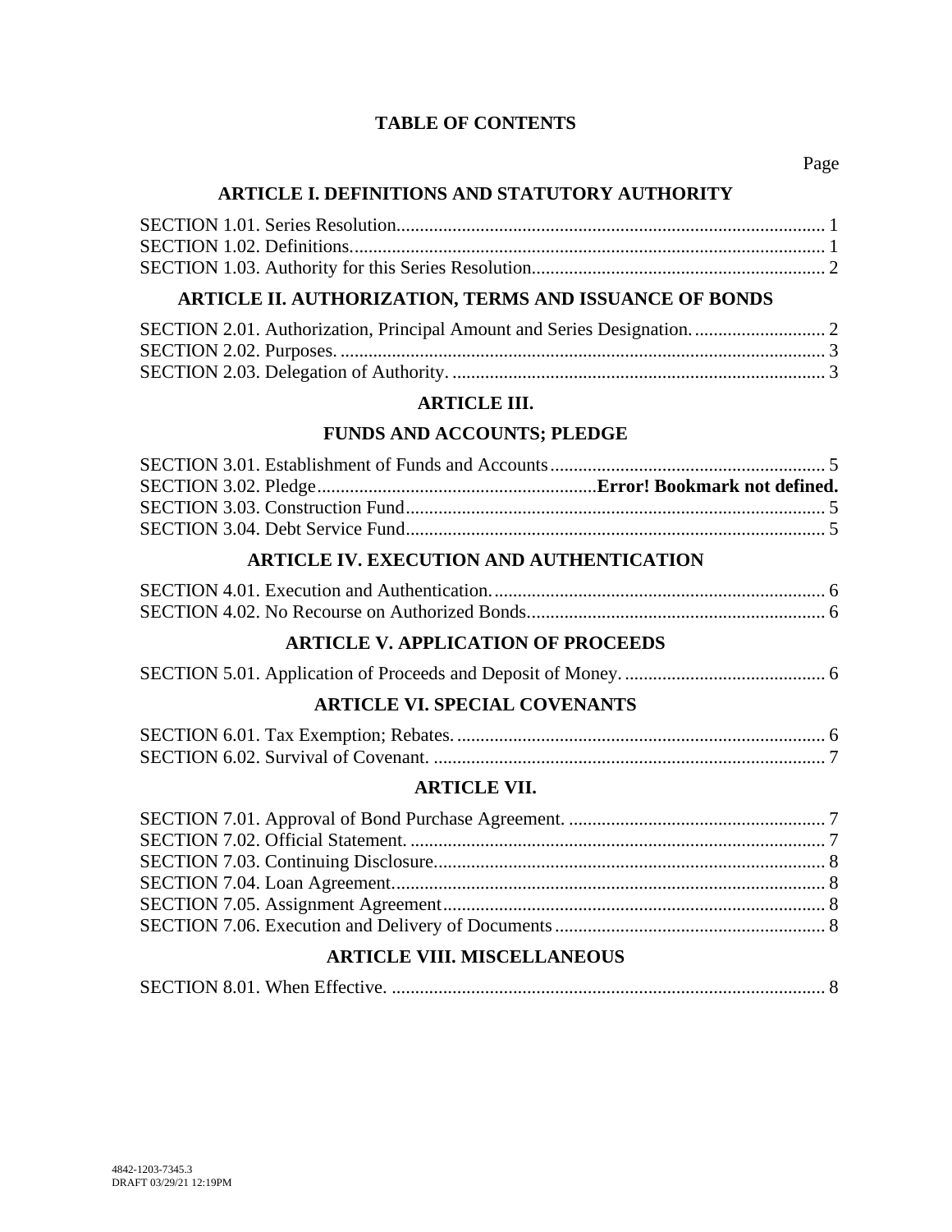# TABLE OF CONTENTS

Page

## ARTICLE I. DEFINITIONS AND STATUTORY AUTHORITY

SECTION 1.01. Series Resolution........................................................................................ 1
SECTION 1.02. Definitions................................................................................................. 1
SECTION 1.03. Authority for this Series Resolution.......................................................... 2

## ARTICLE II. AUTHORIZATION, TERMS AND ISSUANCE OF BONDS

SECTION 2.01. Authorization, Principal Amount and Series Designation. ........................... 2
SECTION 2.02. Purposes. .................................................................................................... 3
SECTION 2.03. Delegation of Authority. ............................................................................ 3

## ARTICLE III.

## FUNDS AND ACCOUNTS; PLEDGE

SECTION 3.01. Establishment of Funds and Accounts......................................................... 5
SECTION 3.02. Pledge...........................................................**Error! Bookmark not defined.**
SECTION 3.03. Construction Fund....................................................................................... 5
SECTION 3.04. Debt Service Fund....................................................................................... 5

## ARTICLE IV. EXECUTION AND AUTHENTICATION

SECTION 4.01. Execution and Authentication...................................................................... 6
SECTION 4.02. No Recourse on Authorized Bonds.............................................................. 6

## ARTICLE V. APPLICATION OF PROCEEDS

SECTION 5.01. Application of Proceeds and Deposit of Money. .......................................... 6

## ARTICLE VI. SPECIAL COVENANTS

SECTION 6.01. Tax Exemption; Rebates. ............................................................................. 6
SECTION 6.02. Survival of Covenant. .................................................................................. 7

## ARTICLE VII.

SECTION 7.01. Approval of Bond Purchase Agreement. ...................................................... 7
SECTION 7.02. Official Statement. ....................................................................................... 7
SECTION 7.03. Continuing Disclosure.................................................................................. 8
SECTION 7.04. Loan Agreement........................................................................................... 8
SECTION 7.05. Assignment Agreement................................................................................ 8
SECTION 7.06. Execution and Delivery of Documents......................................................... 8

## ARTICLE VIII. MISCELLANEOUS

SECTION 8.01. When Effective. ........................................................................................... 8

4842-1203-7345.3
DRAFT 03/29/21 12:19PM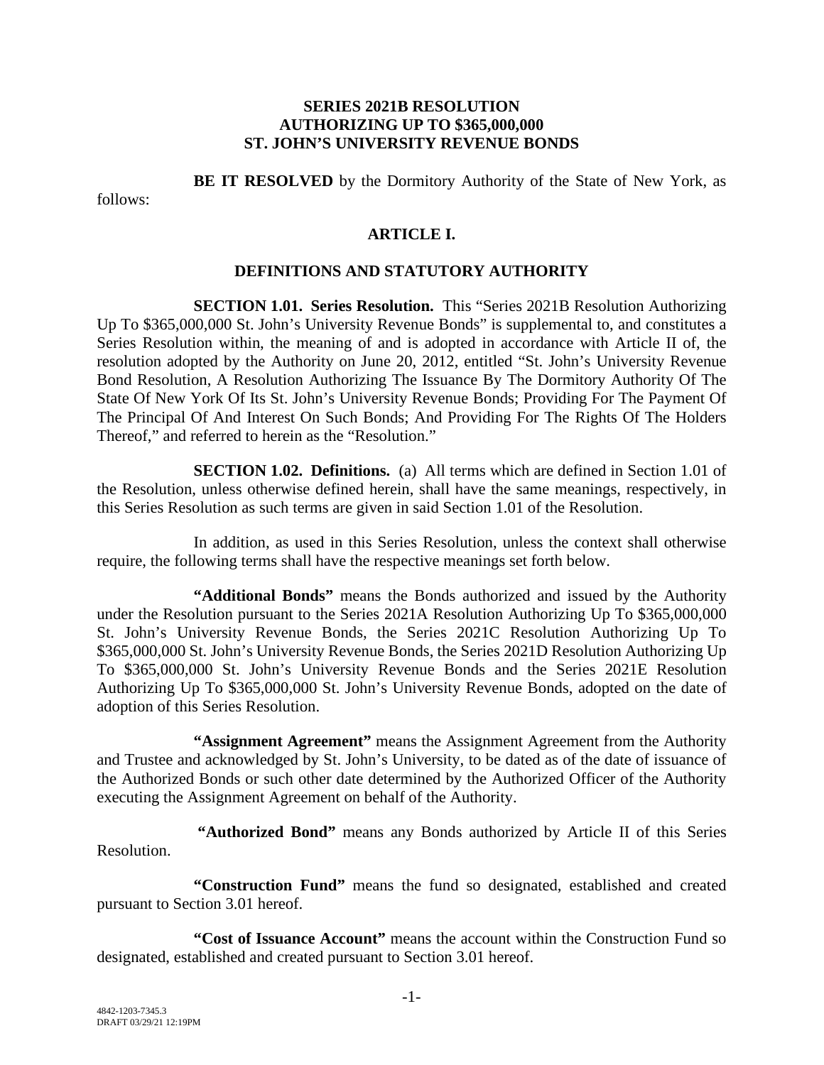**SERIES 2021B RESOLUTION**
**AUTHORIZING UP TO $365,000,000**
**ST. JOHN'S UNIVERSITY REVENUE BONDS**

**BE IT RESOLVED** by the Dormitory Authority of the State of New York, as follows:

## ARTICLE I.

## DEFINITIONS AND STATUTORY AUTHORITY

**SECTION 1.01. Series Resolution.** This "Series 2021B Resolution Authorizing Up To $365,000,000 St. John's University Revenue Bonds" is supplemental to, and constitutes a Series Resolution within, the meaning of and is adopted in accordance with Article II of, the resolution adopted by the Authority on June 20, 2012, entitled "St. John's University Revenue Bond Resolution, A Resolution Authorizing The Issuance By The Dormitory Authority Of The State Of New York Of Its St. John's University Revenue Bonds; Providing For The Payment Of The Principal Of And Interest On Such Bonds; And Providing For The Rights Of The Holders Thereof," and referred to herein as the "Resolution."

**SECTION 1.02. Definitions.** (a) All terms which are defined in Section 1.01 of the Resolution, unless otherwise defined herein, shall have the same meanings, respectively, in this Series Resolution as such terms are given in said Section 1.01 of the Resolution.

In addition, as used in this Series Resolution, unless the context shall otherwise require, the following terms shall have the respective meanings set forth below.

**"Additional Bonds"** means the Bonds authorized and issued by the Authority under the Resolution pursuant to the Series 2021A Resolution Authorizing Up To $365,000,000 St. John's University Revenue Bonds, the Series 2021C Resolution Authorizing Up To $365,000,000 St. John's University Revenue Bonds, the Series 2021D Resolution Authorizing Up To $365,000,000 St. John's University Revenue Bonds and the Series 2021E Resolution Authorizing Up To $365,000,000 St. John's University Revenue Bonds, adopted on the date of adoption of this Series Resolution.

**"Assignment Agreement"** means the Assignment Agreement from the Authority and Trustee and acknowledged by St. John's University, to be dated as of the date of issuance of the Authorized Bonds or such other date determined by the Authorized Officer of the Authority executing the Assignment Agreement on behalf of the Authority.

**"Authorized Bond"** means any Bonds authorized by Article II of this Series Resolution.

**"Construction Fund"** means the fund so designated, established and created pursuant to Section 3.01 hereof.

**"Cost of Issuance Account"** means the account within the Construction Fund so designated, established and created pursuant to Section 3.01 hereof.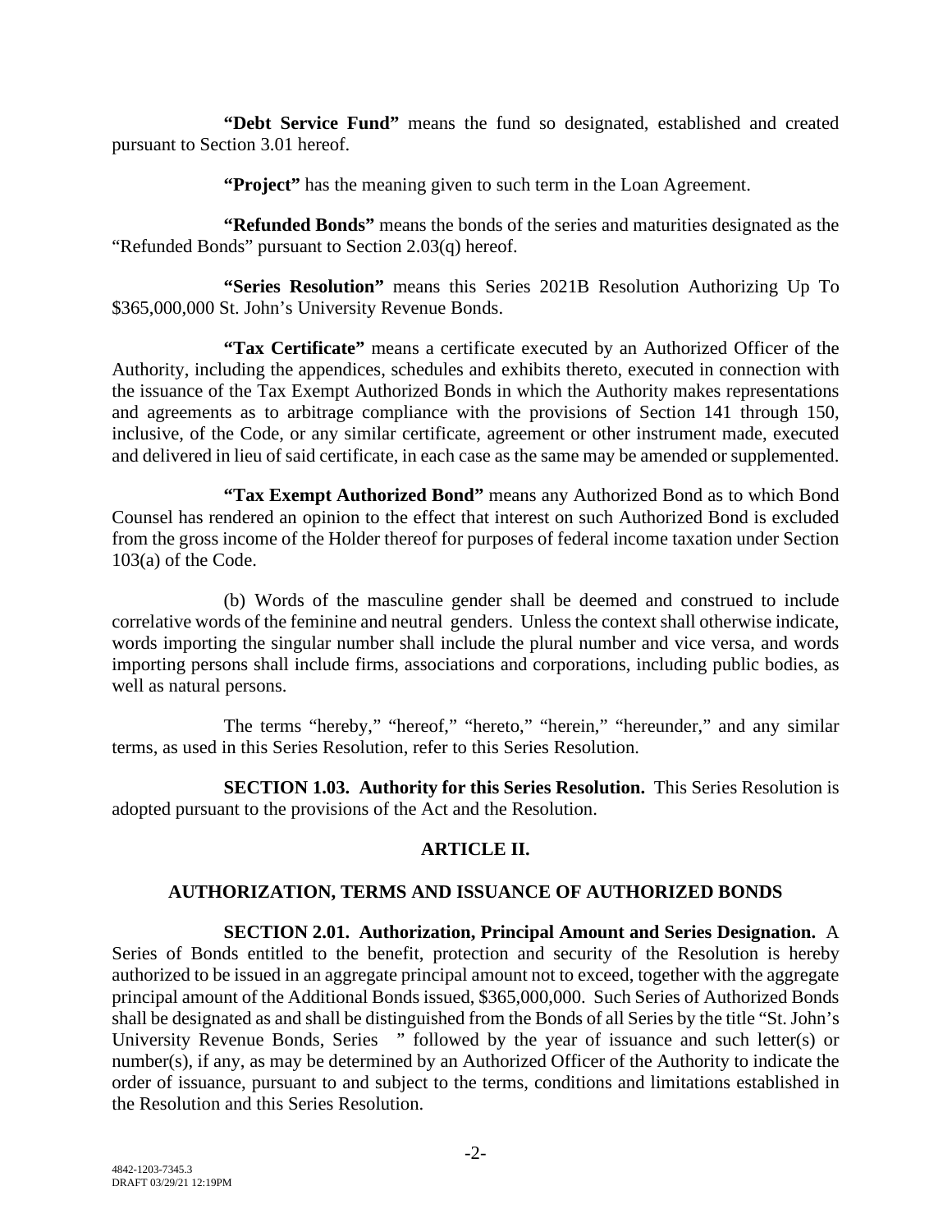**"Debt Service Fund"** means the fund so designated, established and created pursuant to Section 3.01 hereof.

**"Project"** has the meaning given to such term in the Loan Agreement.

**"Refunded Bonds"** means the bonds of the series and maturities designated as the "Refunded Bonds" pursuant to Section 2.03(q) hereof.

**"Series Resolution"** means this Series 2021B Resolution Authorizing Up To $365,000,000 St. John's University Revenue Bonds.

**"Tax Certificate"** means a certificate executed by an Authorized Officer of the Authority, including the appendices, schedules and exhibits thereto, executed in connection with the issuance of the Tax Exempt Authorized Bonds in which the Authority makes representations and agreements as to arbitrage compliance with the provisions of Section 141 through 150, inclusive, of the Code, or any similar certificate, agreement or other instrument made, executed and delivered in lieu of said certificate, in each case as the same may be amended or supplemented.

**"Tax Exempt Authorized Bond"** means any Authorized Bond as to which Bond Counsel has rendered an opinion to the effect that interest on such Authorized Bond is excluded from the gross income of the Holder thereof for purposes of federal income taxation under Section 103(a) of the Code.

(b) Words of the masculine gender shall be deemed and construed to include correlative words of the feminine and neutral genders. Unless the context shall otherwise indicate, words importing the singular number shall include the plural number and vice versa, and words importing persons shall include firms, associations and corporations, including public bodies, as well as natural persons.

The terms "hereby," "hereof," "hereto," "herein," "hereunder," and any similar terms, as used in this Series Resolution, refer to this Series Resolution.

**SECTION 1.03. Authority for this Series Resolution.** This Series Resolution is adopted pursuant to the provisions of the Act and the Resolution.

## ARTICLE II.

## AUTHORIZATION, TERMS AND ISSUANCE OF AUTHORIZED BONDS

**SECTION 2.01. Authorization, Principal Amount and Series Designation.** A Series of Bonds entitled to the benefit, protection and security of the Resolution is hereby authorized to be issued in an aggregate principal amount not to exceed, together with the aggregate principal amount of the Additional Bonds issued, $365,000,000. Such Series of Authorized Bonds shall be designated as and shall be distinguished from the Bonds of all Series by the title "St. John's University Revenue Bonds, Series " followed by the year of issuance and such letter(s) or number(s), if any, as may be determined by an Authorized Officer of the Authority to indicate the order of issuance, pursuant to and subject to the terms, conditions and limitations established in the Resolution and this Series Resolution.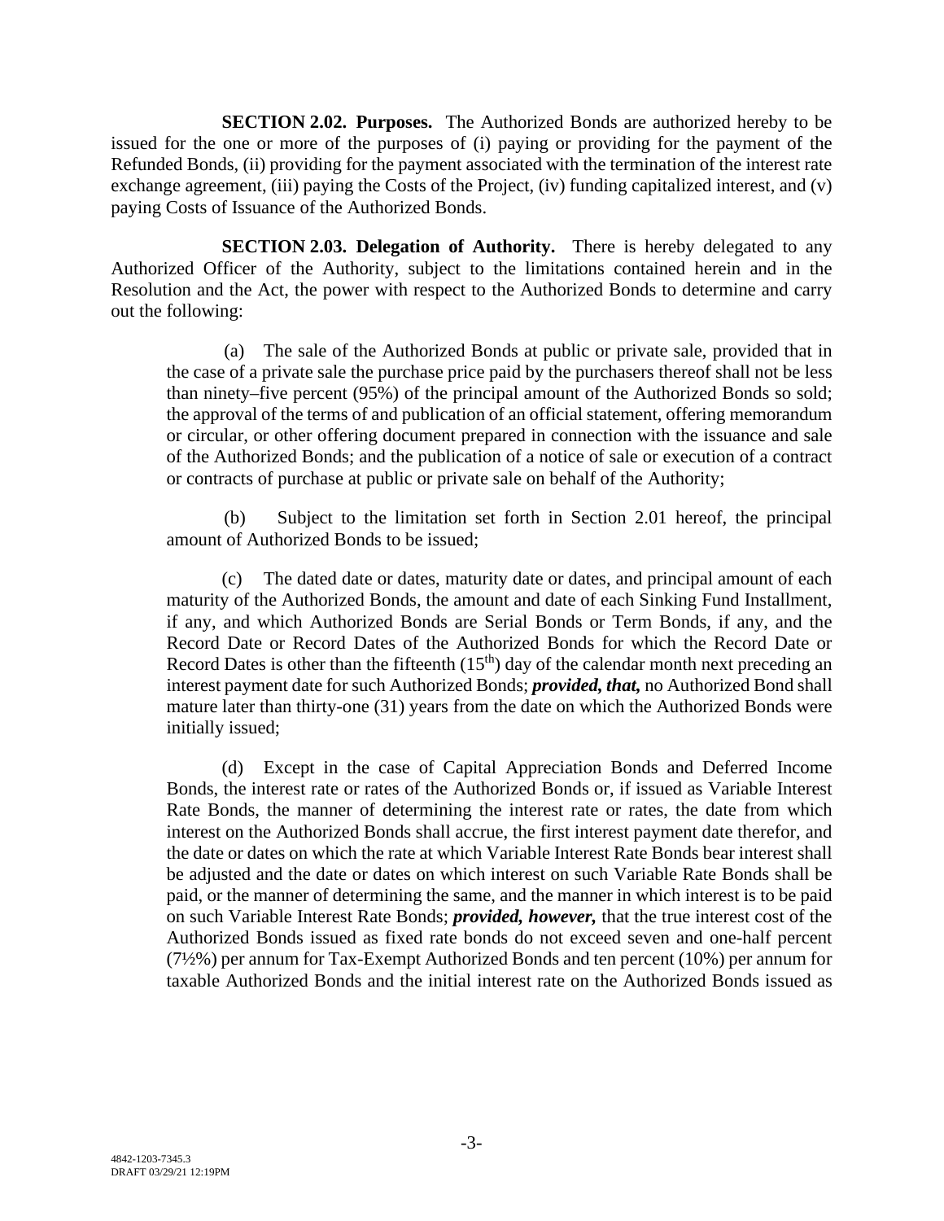**SECTION 2.02. Purposes.** The Authorized Bonds are authorized hereby to be issued for the one or more of the purposes of (i) paying or providing for the payment of the Refunded Bonds, (ii) providing for the payment associated with the termination of the interest rate exchange agreement, (iii) paying the Costs of the Project, (iv) funding capitalized interest, and (v) paying Costs of Issuance of the Authorized Bonds.

**SECTION 2.03. Delegation of Authority.** There is hereby delegated to any Authorized Officer of the Authority, subject to the limitations contained herein and in the Resolution and the Act, the power with respect to the Authorized Bonds to determine and carry out the following:

(a) The sale of the Authorized Bonds at public or private sale, provided that in the case of a private sale the purchase price paid by the purchasers thereof shall not be less than ninety–five percent (95%) of the principal amount of the Authorized Bonds so sold; the approval of the terms of and publication of an official statement, offering memorandum or circular, or other offering document prepared in connection with the issuance and sale of the Authorized Bonds; and the publication of a notice of sale or execution of a contract or contracts of purchase at public or private sale on behalf of the Authority;

(b) Subject to the limitation set forth in Section 2.01 hereof, the principal amount of Authorized Bonds to be issued;

(c) The dated date or dates, maturity date or dates, and principal amount of each maturity of the Authorized Bonds, the amount and date of each Sinking Fund Installment, if any, and which Authorized Bonds are Serial Bonds or Term Bonds, if any, and the Record Date or Record Dates of the Authorized Bonds for which the Record Date or Record Dates is other than the fifteenth (15th) day of the calendar month next preceding an interest payment date for such Authorized Bonds; ***provided, that,*** no Authorized Bond shall mature later than thirty-one (31) years from the date on which the Authorized Bonds were initially issued;

(d) Except in the case of Capital Appreciation Bonds and Deferred Income Bonds, the interest rate or rates of the Authorized Bonds or, if issued as Variable Interest Rate Bonds, the manner of determining the interest rate or rates, the date from which interest on the Authorized Bonds shall accrue, the first interest payment date therefor, and the date or dates on which the rate at which Variable Interest Rate Bonds bear interest shall be adjusted and the date or dates on which interest on such Variable Rate Bonds shall be paid, or the manner of determining the same, and the manner in which interest is to be paid on such Variable Interest Rate Bonds; ***provided, however,*** that the true interest cost of the Authorized Bonds issued as fixed rate bonds do not exceed seven and one-half percent (7½%) per annum for Tax-Exempt Authorized Bonds and ten percent (10%) per annum for taxable Authorized Bonds and the initial interest rate on the Authorized Bonds issued as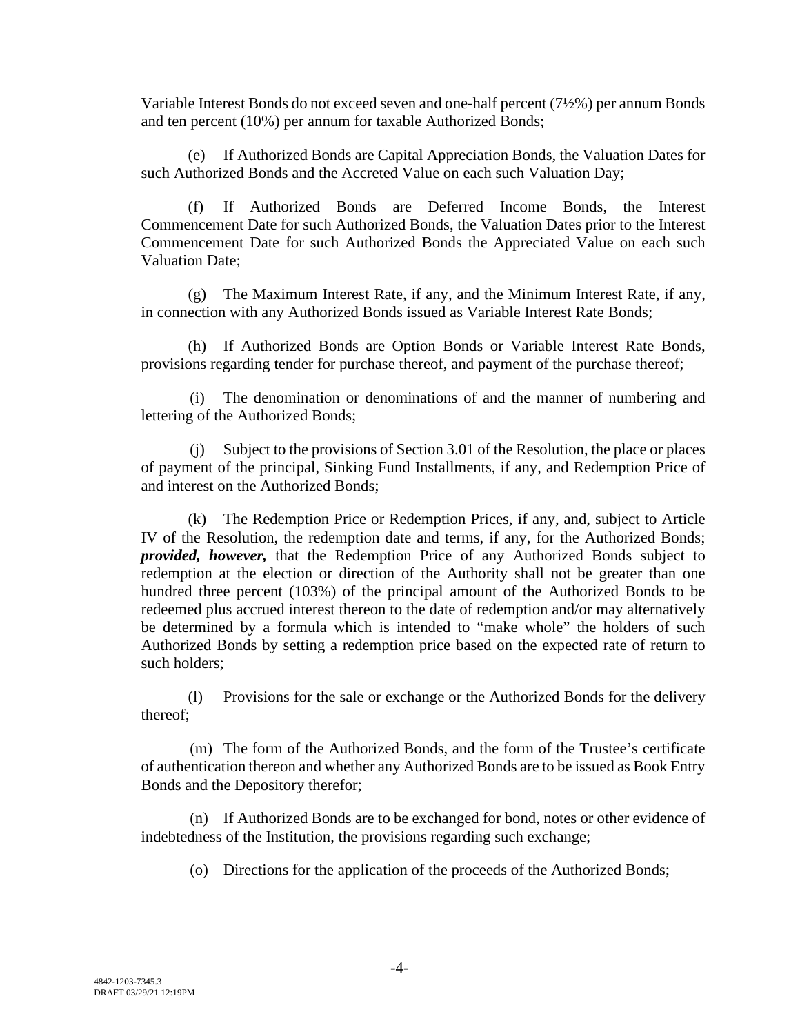Variable Interest Bonds do not exceed seven and one-half percent (7½%) per annum Bonds and ten percent (10%) per annum for taxable Authorized Bonds;

(e) If Authorized Bonds are Capital Appreciation Bonds, the Valuation Dates for such Authorized Bonds and the Accreted Value on each such Valuation Day;

(f) If Authorized Bonds are Deferred Income Bonds, the Interest Commencement Date for such Authorized Bonds, the Valuation Dates prior to the Interest Commencement Date for such Authorized Bonds the Appreciated Value on each such Valuation Date;

(g) The Maximum Interest Rate, if any, and the Minimum Interest Rate, if any, in connection with any Authorized Bonds issued as Variable Interest Rate Bonds;

(h) If Authorized Bonds are Option Bonds or Variable Interest Rate Bonds, provisions regarding tender for purchase thereof, and payment of the purchase thereof;

(i) The denomination or denominations of and the manner of numbering and lettering of the Authorized Bonds;

(j) Subject to the provisions of Section 3.01 of the Resolution, the place or places of payment of the principal, Sinking Fund Installments, if any, and Redemption Price of and interest on the Authorized Bonds;

(k) The Redemption Price or Redemption Prices, if any, and, subject to Article IV of the Resolution, the redemption date and terms, if any, for the Authorized Bonds; ***provided, however,*** that the Redemption Price of any Authorized Bonds subject to redemption at the election or direction of the Authority shall not be greater than one hundred three percent (103%) of the principal amount of the Authorized Bonds to be redeemed plus accrued interest thereon to the date of redemption and/or may alternatively be determined by a formula which is intended to "make whole" the holders of such Authorized Bonds by setting a redemption price based on the expected rate of return to such holders;

(l) Provisions for the sale or exchange or the Authorized Bonds for the delivery thereof;

(m) The form of the Authorized Bonds, and the form of the Trustee's certificate of authentication thereon and whether any Authorized Bonds are to be issued as Book Entry Bonds and the Depository therefor;

(n) If Authorized Bonds are to be exchanged for bond, notes or other evidence of indebtedness of the Institution, the provisions regarding such exchange;

(o) Directions for the application of the proceeds of the Authorized Bonds;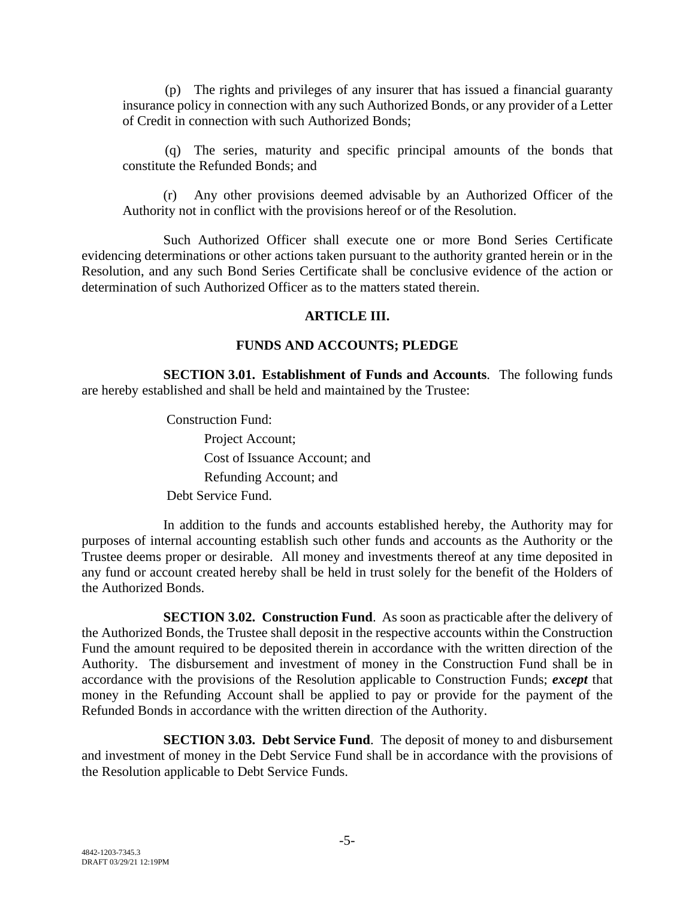(p) The rights and privileges of any insurer that has issued a financial guaranty insurance policy in connection with any such Authorized Bonds, or any provider of a Letter of Credit in connection with such Authorized Bonds;

(q) The series, maturity and specific principal amounts of the bonds that constitute the Refunded Bonds; and

(r) Any other provisions deemed advisable by an Authorized Officer of the Authority not in conflict with the provisions hereof or of the Resolution.

Such Authorized Officer shall execute one or more Bond Series Certificate evidencing determinations or other actions taken pursuant to the authority granted herein or in the Resolution, and any such Bond Series Certificate shall be conclusive evidence of the action or determination of such Authorized Officer as to the matters stated therein.

## ARTICLE III.

## FUNDS AND ACCOUNTS; PLEDGE

**SECTION 3.01. Establishment of Funds and Accounts**. The following funds are hereby established and shall be held and maintained by the Trustee:

Construction Fund:

- Project Account;
- Cost of Issuance Account; and
- Refunding Account; and

Debt Service Fund.

In addition to the funds and accounts established hereby, the Authority may for purposes of internal accounting establish such other funds and accounts as the Authority or the Trustee deems proper or desirable. All money and investments thereof at any time deposited in any fund or account created hereby shall be held in trust solely for the benefit of the Holders of the Authorized Bonds.

**SECTION 3.02. Construction Fund**. As soon as practicable after the delivery of the Authorized Bonds, the Trustee shall deposit in the respective accounts within the Construction Fund the amount required to be deposited therein in accordance with the written direction of the Authority. The disbursement and investment of money in the Construction Fund shall be in accordance with the provisions of the Resolution applicable to Construction Funds; ***except*** that money in the Refunding Account shall be applied to pay or provide for the payment of the Refunded Bonds in accordance with the written direction of the Authority.

**SECTION 3.03. Debt Service Fund**. The deposit of money to and disbursement and investment of money in the Debt Service Fund shall be in accordance with the provisions of the Resolution applicable to Debt Service Funds.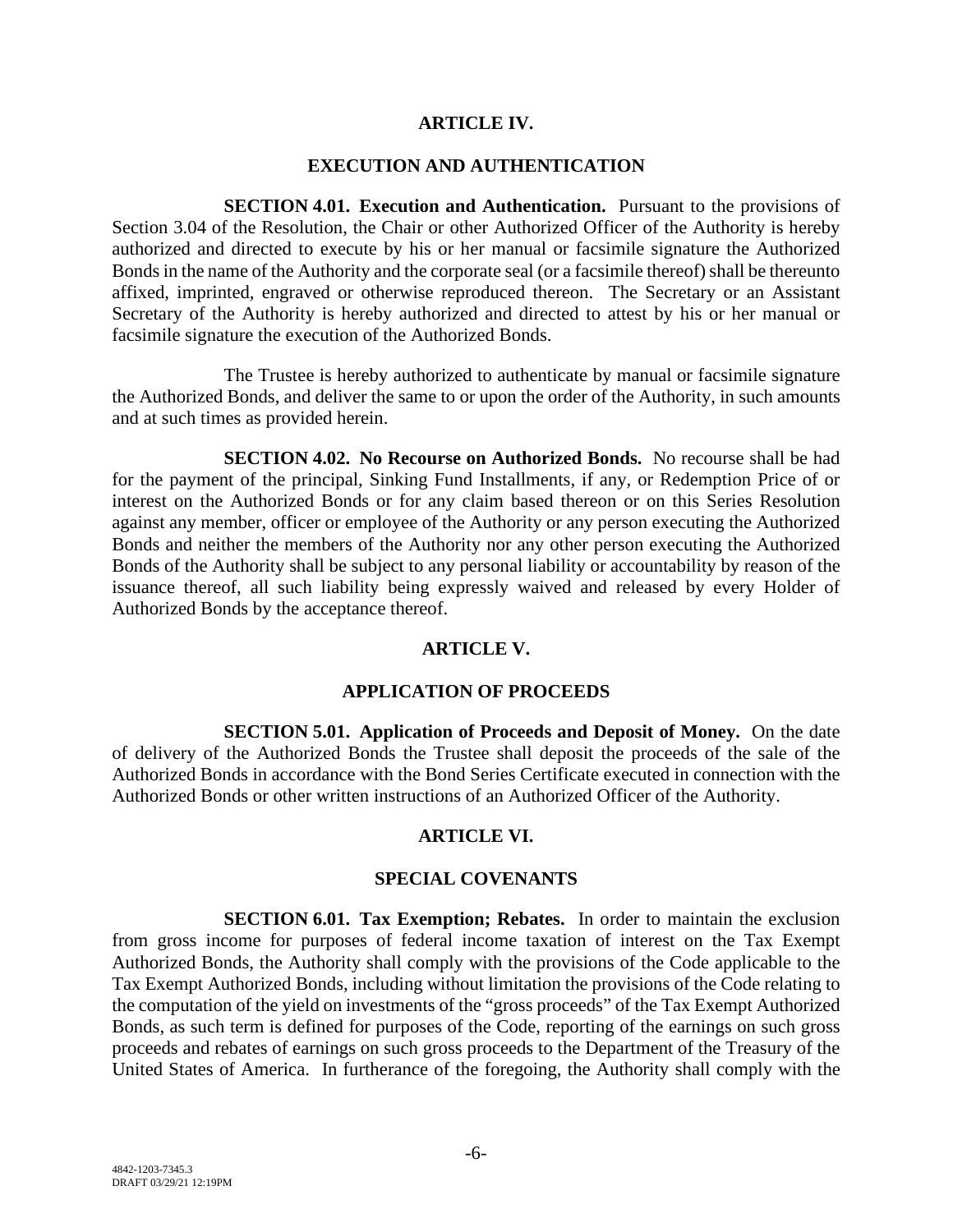## ARTICLE IV.

## EXECUTION AND AUTHENTICATION

**SECTION 4.01. Execution and Authentication.** Pursuant to the provisions of Section 3.04 of the Resolution, the Chair or other Authorized Officer of the Authority is hereby authorized and directed to execute by his or her manual or facsimile signature the Authorized Bonds in the name of the Authority and the corporate seal (or a facsimile thereof) shall be thereunto affixed, imprinted, engraved or otherwise reproduced thereon. The Secretary or an Assistant Secretary of the Authority is hereby authorized and directed to attest by his or her manual or facsimile signature the execution of the Authorized Bonds.

The Trustee is hereby authorized to authenticate by manual or facsimile signature the Authorized Bonds, and deliver the same to or upon the order of the Authority, in such amounts and at such times as provided herein.

**SECTION 4.02. No Recourse on Authorized Bonds.** No recourse shall be had for the payment of the principal, Sinking Fund Installments, if any, or Redemption Price of or interest on the Authorized Bonds or for any claim based thereon or on this Series Resolution against any member, officer or employee of the Authority or any person executing the Authorized Bonds and neither the members of the Authority nor any other person executing the Authorized Bonds of the Authority shall be subject to any personal liability or accountability by reason of the issuance thereof, all such liability being expressly waived and released by every Holder of Authorized Bonds by the acceptance thereof.

## ARTICLE V.

## APPLICATION OF PROCEEDS

**SECTION 5.01. Application of Proceeds and Deposit of Money.** On the date of delivery of the Authorized Bonds the Trustee shall deposit the proceeds of the sale of the Authorized Bonds in accordance with the Bond Series Certificate executed in connection with the Authorized Bonds or other written instructions of an Authorized Officer of the Authority.

## ARTICLE VI.

## SPECIAL COVENANTS

**SECTION 6.01. Tax Exemption; Rebates.** In order to maintain the exclusion from gross income for purposes of federal income taxation of interest on the Tax Exempt Authorized Bonds, the Authority shall comply with the provisions of the Code applicable to the Tax Exempt Authorized Bonds, including without limitation the provisions of the Code relating to the computation of the yield on investments of the "gross proceeds" of the Tax Exempt Authorized Bonds, as such term is defined for purposes of the Code, reporting of the earnings on such gross proceeds and rebates of earnings on such gross proceeds to the Department of the Treasury of the United States of America. In furtherance of the foregoing, the Authority shall comply with the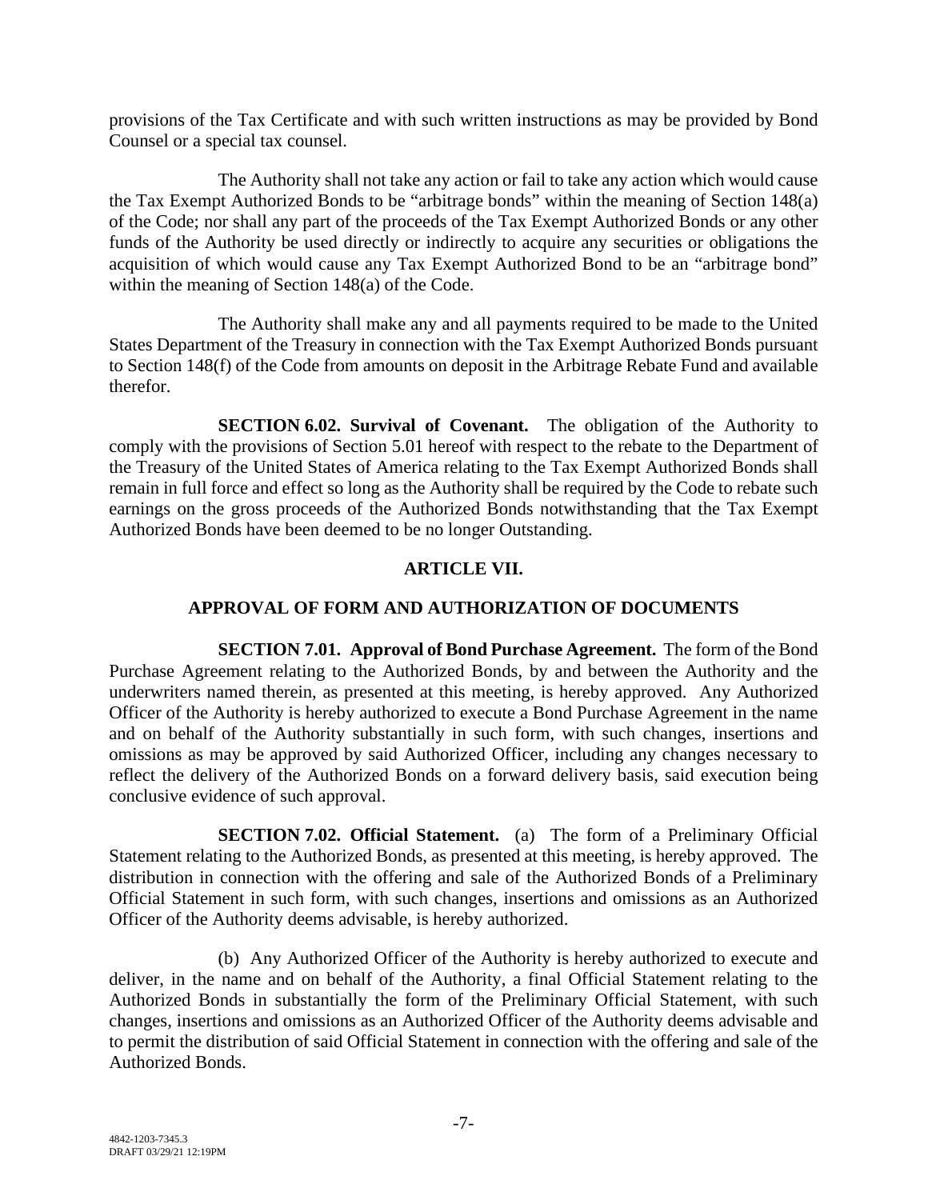provisions of the Tax Certificate and with such written instructions as may be provided by Bond Counsel or a special tax counsel.

The Authority shall not take any action or fail to take any action which would cause the Tax Exempt Authorized Bonds to be "arbitrage bonds" within the meaning of Section 148(a) of the Code; nor shall any part of the proceeds of the Tax Exempt Authorized Bonds or any other funds of the Authority be used directly or indirectly to acquire any securities or obligations the acquisition of which would cause any Tax Exempt Authorized Bond to be an "arbitrage bond" within the meaning of Section 148(a) of the Code.

The Authority shall make any and all payments required to be made to the United States Department of the Treasury in connection with the Tax Exempt Authorized Bonds pursuant to Section 148(f) of the Code from amounts on deposit in the Arbitrage Rebate Fund and available therefor.

**SECTION 6.02. Survival of Covenant.** The obligation of the Authority to comply with the provisions of Section 5.01 hereof with respect to the rebate to the Department of the Treasury of the United States of America relating to the Tax Exempt Authorized Bonds shall remain in full force and effect so long as the Authority shall be required by the Code to rebate such earnings on the gross proceeds of the Authorized Bonds notwithstanding that the Tax Exempt Authorized Bonds have been deemed to be no longer Outstanding.

## ARTICLE VII.

## APPROVAL OF FORM AND AUTHORIZATION OF DOCUMENTS

**SECTION 7.01. Approval of Bond Purchase Agreement.** The form of the Bond Purchase Agreement relating to the Authorized Bonds, by and between the Authority and the underwriters named therein, as presented at this meeting, is hereby approved. Any Authorized Officer of the Authority is hereby authorized to execute a Bond Purchase Agreement in the name and on behalf of the Authority substantially in such form, with such changes, insertions and omissions as may be approved by said Authorized Officer, including any changes necessary to reflect the delivery of the Authorized Bonds on a forward delivery basis, said execution being conclusive evidence of such approval.

**SECTION 7.02. Official Statement.** (a) The form of a Preliminary Official Statement relating to the Authorized Bonds, as presented at this meeting, is hereby approved. The distribution in connection with the offering and sale of the Authorized Bonds of a Preliminary Official Statement in such form, with such changes, insertions and omissions as an Authorized Officer of the Authority deems advisable, is hereby authorized.

(b) Any Authorized Officer of the Authority is hereby authorized to execute and deliver, in the name and on behalf of the Authority, a final Official Statement relating to the Authorized Bonds in substantially the form of the Preliminary Official Statement, with such changes, insertions and omissions as an Authorized Officer of the Authority deems advisable and to permit the distribution of said Official Statement in connection with the offering and sale of the Authorized Bonds.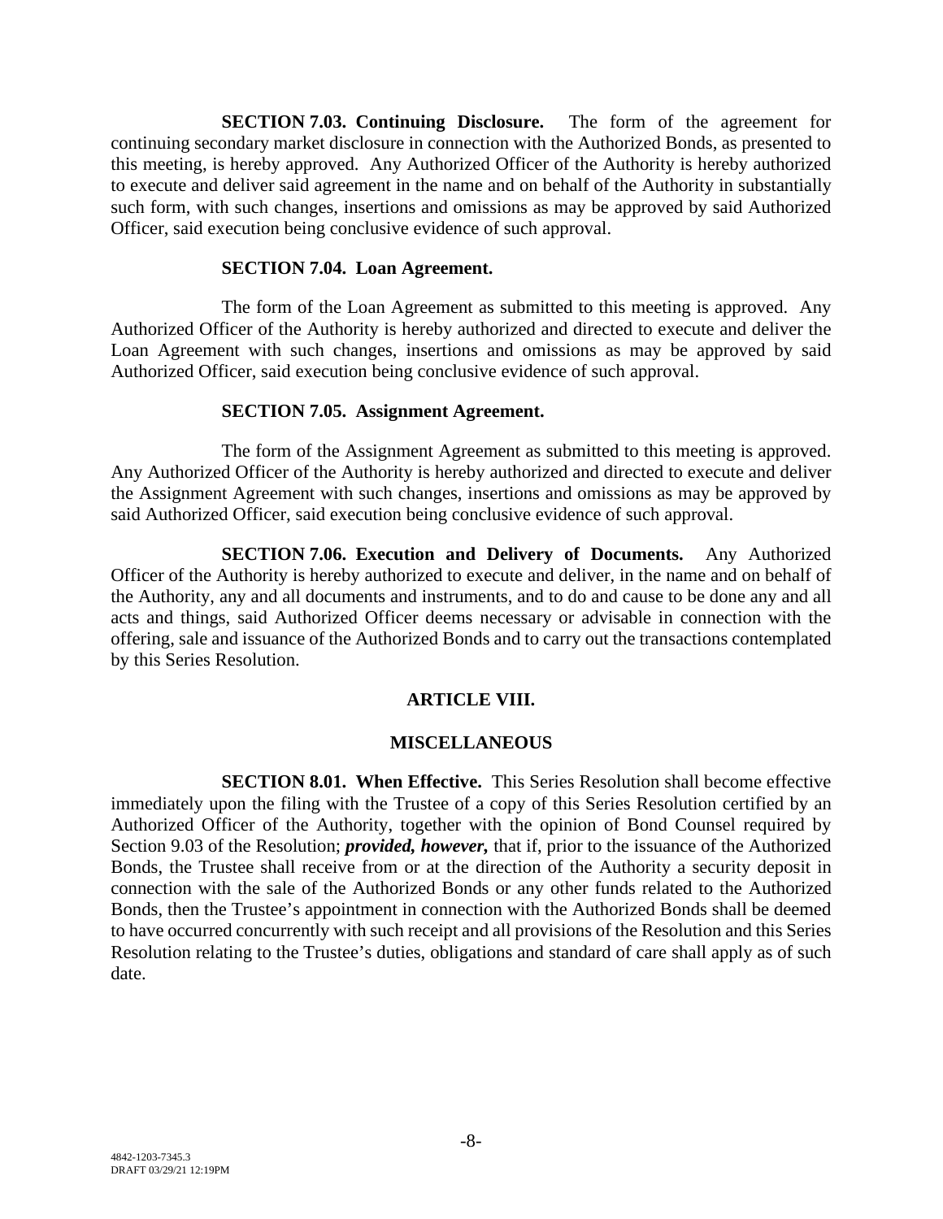**SECTION 7.03. Continuing Disclosure.** The form of the agreement for continuing secondary market disclosure in connection with the Authorized Bonds, as presented to this meeting, is hereby approved. Any Authorized Officer of the Authority is hereby authorized to execute and deliver said agreement in the name and on behalf of the Authority in substantially such form, with such changes, insertions and omissions as may be approved by said Authorized Officer, said execution being conclusive evidence of such approval.

**SECTION 7.04. Loan Agreement.**

The form of the Loan Agreement as submitted to this meeting is approved. Any Authorized Officer of the Authority is hereby authorized and directed to execute and deliver the Loan Agreement with such changes, insertions and omissions as may be approved by said Authorized Officer, said execution being conclusive evidence of such approval.

**SECTION 7.05. Assignment Agreement.**

The form of the Assignment Agreement as submitted to this meeting is approved. Any Authorized Officer of the Authority is hereby authorized and directed to execute and deliver the Assignment Agreement with such changes, insertions and omissions as may be approved by said Authorized Officer, said execution being conclusive evidence of such approval.

**SECTION 7.06. Execution and Delivery of Documents.** Any Authorized Officer of the Authority is hereby authorized to execute and deliver, in the name and on behalf of the Authority, any and all documents and instruments, and to do and cause to be done any and all acts and things, said Authorized Officer deems necessary or advisable in connection with the offering, sale and issuance of the Authorized Bonds and to carry out the transactions contemplated by this Series Resolution.

## ARTICLE VIII.

## MISCELLANEOUS

**SECTION 8.01. When Effective.** This Series Resolution shall become effective immediately upon the filing with the Trustee of a copy of this Series Resolution certified by an Authorized Officer of the Authority, together with the opinion of Bond Counsel required by Section 9.03 of the Resolution; ***provided, however,*** that if, prior to the issuance of the Authorized Bonds, the Trustee shall receive from or at the direction of the Authority a security deposit in connection with the sale of the Authorized Bonds or any other funds related to the Authorized Bonds, then the Trustee's appointment in connection with the Authorized Bonds shall be deemed to have occurred concurrently with such receipt and all provisions of the Resolution and this Series Resolution relating to the Trustee's duties, obligations and standard of care shall apply as of such date.

4842-1203-7345.3
DRAFT 03/29/21 12:19PM